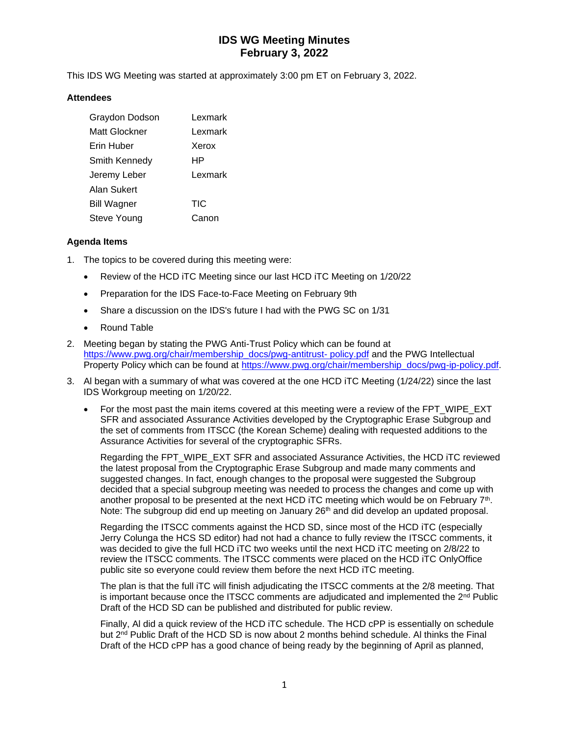# IDS WG Meeting Minutes
# February 3, 2022

This IDS WG Meeting was started at approximately 3:00 pm ET on February 3, 2022.

### Attendees

| | |
|---|---|
| Graydon Dodson | Lexmark |
| Matt Glockner | Lexmark |
| Erin Huber | Xerox |
| Smith Kennedy | HP |
| Jeremy Leber | Lexmark |
| Alan Sukert | |
| Bill Wagner | TIC |
| Steve Young | Canon |

### Agenda Items

1. The topics to be covered during this meeting were:
   - Review of the HCD iTC Meeting since our last HCD iTC Meeting on 1/20/22
   - Preparation for the IDS Face-to-Face Meeting on February 9th
   - Share a discussion on the IDS's future I had with the PWG SC on 1/31
   - Round Table
2. Meeting began by stating the PWG Anti-Trust Policy which can be found at https://www.pwg.org/chair/membership_docs/pwg-antitrust- policy.pdf and the PWG Intellectual Property Policy which can be found at https://www.pwg.org/chair/membership_docs/pwg-ip-policy.pdf.
3. Al began with a summary of what was covered at the one HCD iTC Meeting (1/24/22) since the last IDS Workgroup meeting on 1/20/22.
   - For the most past the main items covered at this meeting were a review of the FPT_WIPE_EXT SFR and associated Assurance Activities developed by the Cryptographic Erase Subgroup and the set of comments from ITSCC (the Korean Scheme) dealing with requested additions to the Assurance Activities for several of the cryptographic SFRs.

     Regarding the FPT_WIPE_EXT SFR and associated Assurance Activities, the HCD iTC reviewed the latest proposal from the Cryptographic Erase Subgroup and made many comments and suggested changes. In fact, enough changes to the proposal were suggested the Subgroup decided that a special subgroup meeting was needed to process the changes and come up with another proposal to be presented at the next HCD iTC meeting which would be on February 7th. Note: The subgroup did end up meeting on January 26th and did develop an updated proposal.

     Regarding the ITSCC comments against the HCD SD, since most of the HCD iTC (especially Jerry Colunga the HCS SD editor) had not had a chance to fully review the ITSCC comments, it was decided to give the full HCD iTC two weeks until the next HCD iTC meeting on 2/8/22 to review the ITSCC comments. The ITSCC comments were placed on the HCD iTC OnlyOffice public site so everyone could review them before the next HCD iTC meeting.

     The plan is that the full iTC will finish adjudicating the ITSCC comments at the 2/8 meeting. That is important because once the ITSCC comments are adjudicated and implemented the 2nd Public Draft of the HCD SD can be published and distributed for public review.

     Finally, Al did a quick review of the HCD iTC schedule. The HCD cPP is essentially on schedule but 2nd Public Draft of the HCD SD is now about 2 months behind schedule. Al thinks the Final Draft of the HCD cPP has a good chance of being ready by the beginning of April as planned,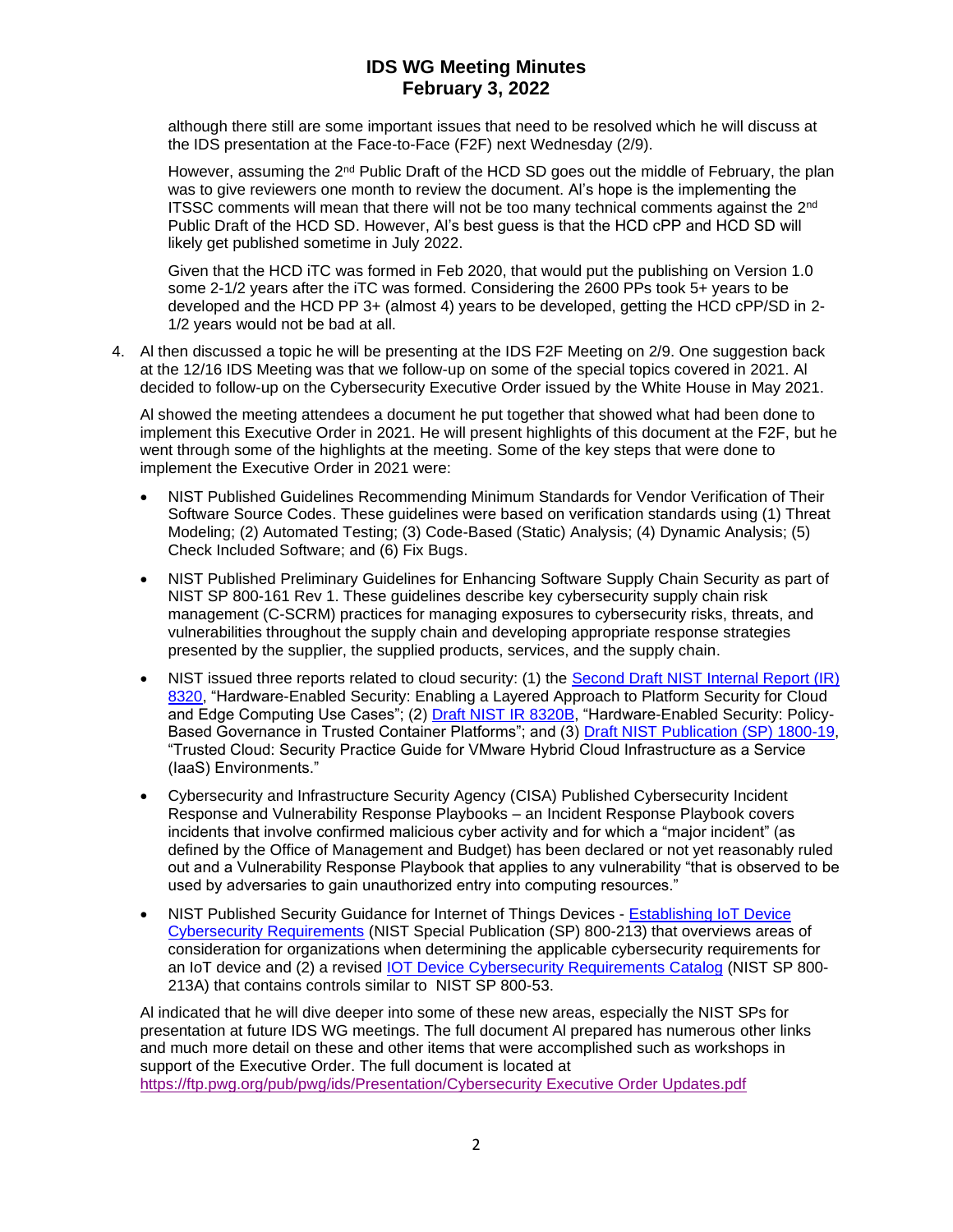although there still are some important issues that need to be resolved which he will discuss at the IDS presentation at the Face-to-Face (F2F) next Wednesday (2/9).

However, assuming the 2nd Public Draft of the HCD SD goes out the middle of February, the plan was to give reviewers one month to review the document. Al's hope is the implementing the ITSSC comments will mean that there will not be too many technical comments against the 2nd Public Draft of the HCD SD. However, Al's best guess is that the HCD cPP and HCD SD will likely get published sometime in July 2022.

Given that the HCD iTC was formed in Feb 2020, that would put the publishing on Version 1.0 some 2-1/2 years after the iTC was formed. Considering the 2600 PPs took 5+ years to be developed and the HCD PP 3+ (almost 4) years to be developed, getting the HCD cPP/SD in 2-1/2 years would not be bad at all.

4. Al then discussed a topic he will be presenting at the IDS F2F Meeting on 2/9. One suggestion back at the 12/16 IDS Meeting was that we follow-up on some of the special topics covered in 2021. Al decided to follow-up on the Cybersecurity Executive Order issued by the White House in May 2021.

   Al showed the meeting attendees a document he put together that showed what had been done to implement this Executive Order in 2021. He will present highlights of this document at the F2F, but he went through some of the highlights at the meeting. Some of the key steps that were done to implement the Executive Order in 2021 were:

   - NIST Published Guidelines Recommending Minimum Standards for Vendor Verification of Their Software Source Codes. These guidelines were based on verification standards using (1) Threat Modeling; (2) Automated Testing; (3) Code-Based (Static) Analysis; (4) Dynamic Analysis; (5) Check Included Software; and (6) Fix Bugs.
   - NIST Published Preliminary Guidelines for Enhancing Software Supply Chain Security as part of NIST SP 800-161 Rev 1. These guidelines describe key cybersecurity supply chain risk management (C-SCRM) practices for managing exposures to cybersecurity risks, threats, and vulnerabilities throughout the supply chain and developing appropriate response strategies presented by the supplier, the supplied products, services, and the supply chain.
   - NIST issued three reports related to cloud security: (1) the Second Draft NIST Internal Report (IR) 8320, "Hardware-Enabled Security: Enabling a Layered Approach to Platform Security for Cloud and Edge Computing Use Cases"; (2) Draft NIST IR 8320B, "Hardware-Enabled Security: Policy-Based Governance in Trusted Container Platforms"; and (3) Draft NIST Publication (SP) 1800-19, "Trusted Cloud: Security Practice Guide for VMware Hybrid Cloud Infrastructure as a Service (IaaS) Environments."
   - Cybersecurity and Infrastructure Security Agency (CISA) Published Cybersecurity Incident Response and Vulnerability Response Playbooks – an Incident Response Playbook covers incidents that involve confirmed malicious cyber activity and for which a "major incident" (as defined by the Office of Management and Budget) has been declared or not yet reasonably ruled out and a Vulnerability Response Playbook that applies to any vulnerability "that is observed to be used by adversaries to gain unauthorized entry into computing resources."
   - NIST Published Security Guidance for Internet of Things Devices - Establishing IoT Device Cybersecurity Requirements (NIST Special Publication (SP) 800-213) that overviews areas of consideration for organizations when determining the applicable cybersecurity requirements for an IoT device and (2) a revised IOT Device Cybersecurity Requirements Catalog (NIST SP 800-213A) that contains controls similar to NIST SP 800-53.

   Al indicated that he will dive deeper into some of these new areas, especially the NIST SPs for presentation at future IDS WG meetings. The full document Al prepared has numerous other links and much more detail on these and other items that were accomplished such as workshops in support of the Executive Order. The full document is located at https://ftp.pwg.org/pub/pwg/ids/Presentation/Cybersecurity Executive Order Updates.pdf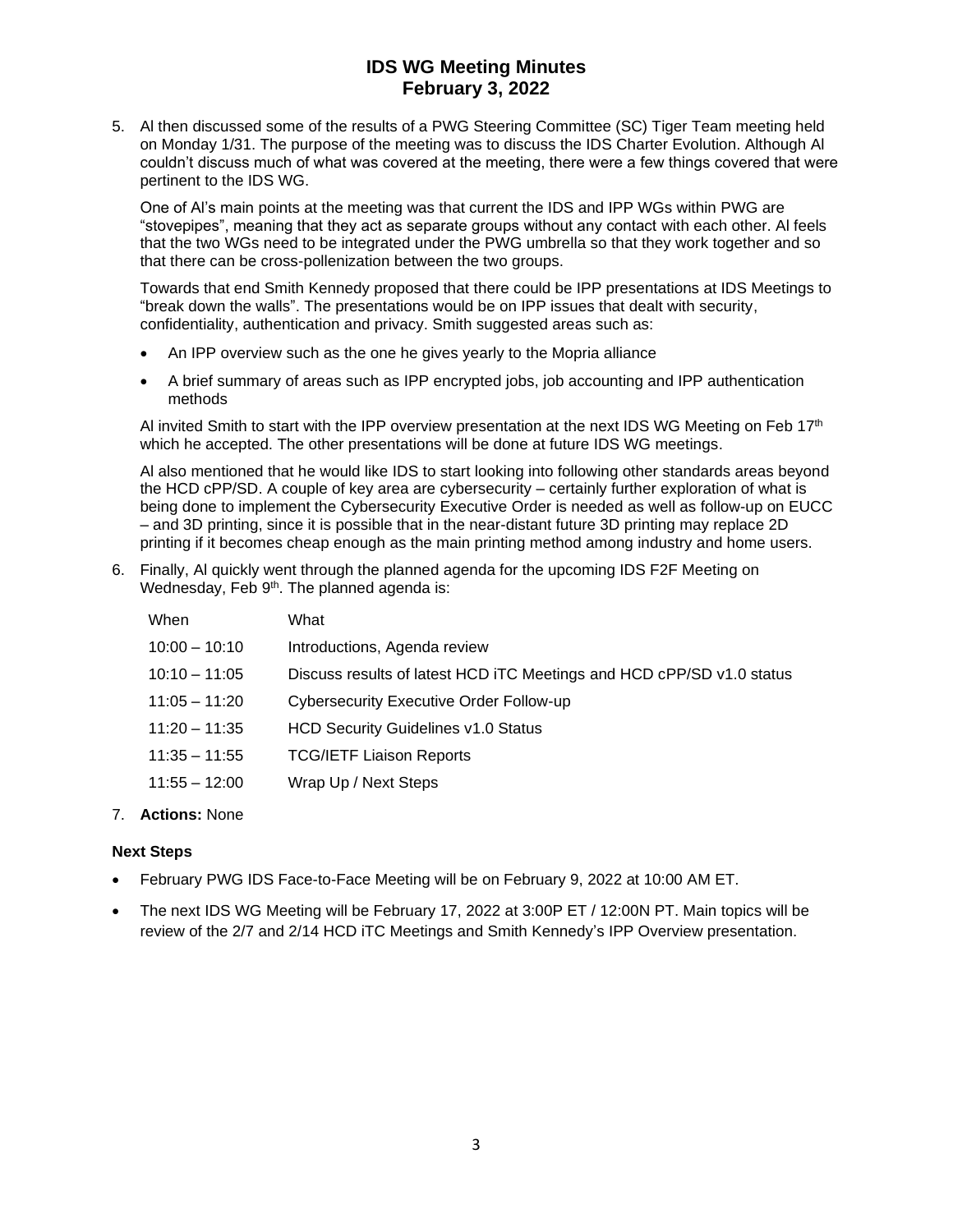5. Al then discussed some of the results of a PWG Steering Committee (SC) Tiger Team meeting held on Monday 1/31. The purpose of the meeting was to discuss the IDS Charter Evolution. Although Al couldn't discuss much of what was covered at the meeting, there were a few things covered that were pertinent to the IDS WG.

   One of Al's main points at the meeting was that current the IDS and IPP WGs within PWG are "stovepipes", meaning that they act as separate groups without any contact with each other. Al feels that the two WGs need to be integrated under the PWG umbrella so that they work together and so that there can be cross-pollenization between the two groups.

   Towards that end Smith Kennedy proposed that there could be IPP presentations at IDS Meetings to "break down the walls". The presentations would be on IPP issues that dealt with security, confidentiality, authentication and privacy. Smith suggested areas such as:

   - An IPP overview such as the one he gives yearly to the Mopria alliance
   - A brief summary of areas such as IPP encrypted jobs, job accounting and IPP authentication methods

   Al invited Smith to start with the IPP overview presentation at the next IDS WG Meeting on Feb 17th which he accepted. The other presentations will be done at future IDS WG meetings.

   Al also mentioned that he would like IDS to start looking into following other standards areas beyond the HCD cPP/SD. A couple of key area are cybersecurity – certainly further exploration of what is being done to implement the Cybersecurity Executive Order is needed as well as follow-up on EUCC – and 3D printing, since it is possible that in the near-distant future 3D printing may replace 2D printing if it becomes cheap enough as the main printing method among industry and home users.

6. Finally, Al quickly went through the planned agenda for the upcoming IDS F2F Meeting on Wednesday, Feb 9th. The planned agenda is:

| When | What |
| --- | --- |
| 10:00 – 10:10 | Introductions, Agenda review |
| 10:10 – 11:05 | Discuss results of latest HCD iTC Meetings and HCD cPP/SD v1.0 status |
| 11:05 – 11:20 | Cybersecurity Executive Order Follow-up |
| 11:20 – 11:35 | HCD Security Guidelines v1.0 Status |
| 11:35 – 11:55 | TCG/IETF Liaison Reports |
| 11:55 – 12:00 | Wrap Up / Next Steps |

7. **Actions:** None

### Next Steps

- February PWG IDS Face-to-Face Meeting will be on February 9, 2022 at 10:00 AM ET.
- The next IDS WG Meeting will be February 17, 2022 at 3:00P ET / 12:00N PT. Main topics will be review of the 2/7 and 2/14 HCD iTC Meetings and Smith Kennedy's IPP Overview presentation.